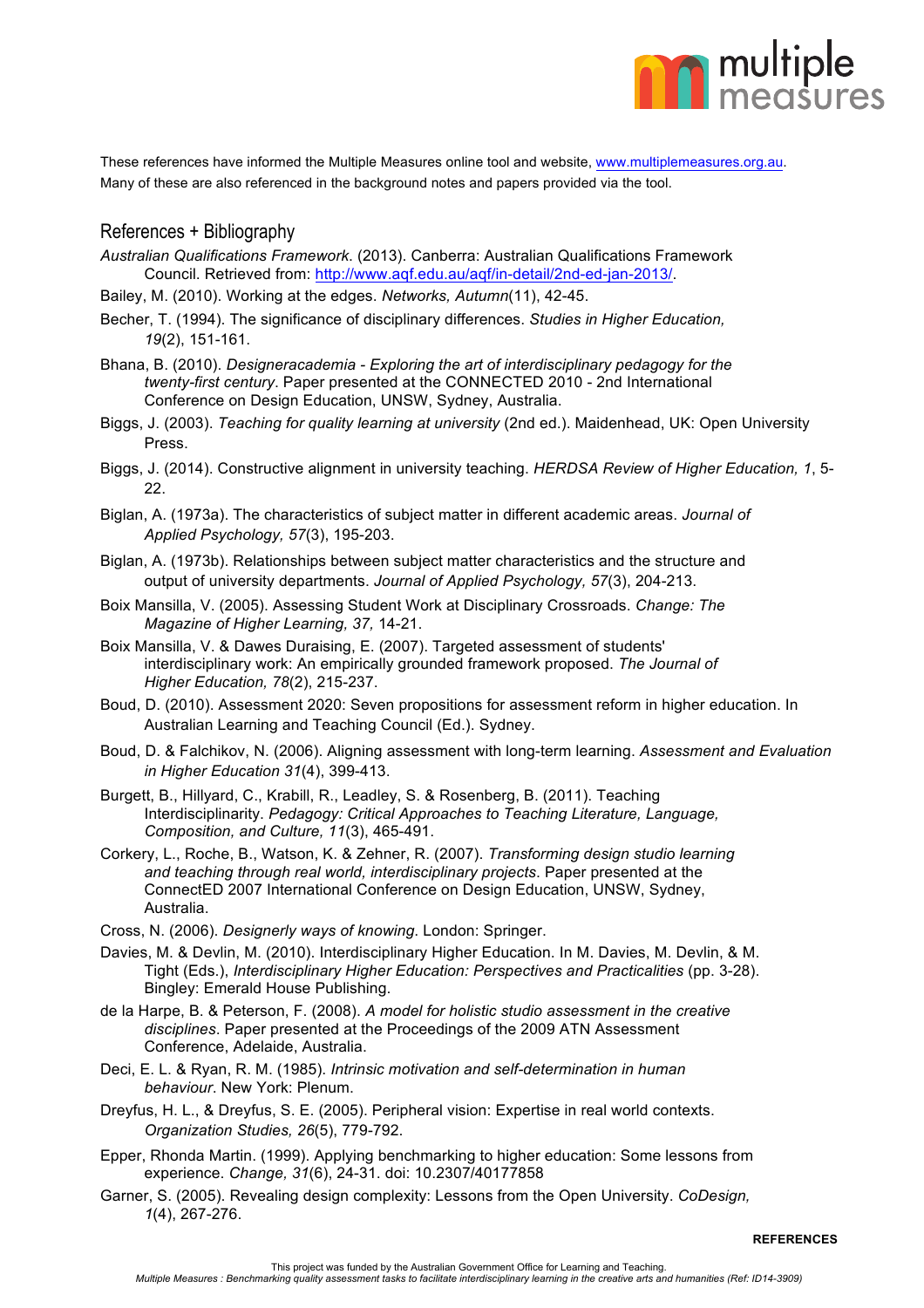These references have informed the Multiple Measures online tool and website, www.multiplemeasures.org.au. Many of these are also referenced in the background notes and papers provided via the tool.

## References + Bibliography

*Australian Qualifications Framework*. (2013). Canberra: Australian Qualifications Framework Council. Retrieved from: http://www.aqf.edu.au/aqf/in-detail/2nd-ed-jan-2013/.

Bailey, M. (2010). Working at the edges. *Networks, Autumn*(11), 42-45.

Becher, T. (1994). The significance of disciplinary differences. *Studies in Higher Education, 19*(2), 151-161.

Bhana, B. (2010). *Designeracademia - Exploring the art of interdisciplinary pedagogy for the twenty-first century*. Paper presented at the CONNECTED 2010 - 2nd International Conference on Design Education, UNSW, Sydney, Australia.

Biggs, J. (2003). *Teaching for quality learning at university* (2nd ed.). Maidenhead, UK: Open University Press.

Biggs, J. (2014). Constructive alignment in university teaching. *HERDSA Review of Higher Education, 1*, 5-22.

Biglan, A. (1973a). The characteristics of subject matter in different academic areas. *Journal of Applied Psychology, 57*(3), 195-203.

Biglan, A. (1973b). Relationships between subject matter characteristics and the structure and output of university departments. *Journal of Applied Psychology, 57*(3), 204-213.

Boix Mansilla, V. (2005). Assessing Student Work at Disciplinary Crossroads. *Change: The Magazine of Higher Learning, 37,* 14-21.

Boix Mansilla, V. & Dawes Duraising, E. (2007). Targeted assessment of students' interdisciplinary work: An empirically grounded framework proposed. *The Journal of Higher Education, 78*(2), 215-237.

Boud, D. (2010). Assessment 2020: Seven propositions for assessment reform in higher education. In Australian Learning and Teaching Council (Ed.). Sydney.

Boud, D. & Falchikov, N. (2006). Aligning assessment with long-term learning. *Assessment and Evaluation in Higher Education 31*(4), 399-413.

Burgett, B., Hillyard, C., Krabill, R., Leadley, S. & Rosenberg, B. (2011). Teaching Interdisciplinarity. *Pedagogy: Critical Approaches to Teaching Literature, Language, Composition, and Culture, 11*(3), 465-491.

Corkery, L., Roche, B., Watson, K. & Zehner, R. (2007). *Transforming design studio learning and teaching through real world, interdisciplinary projects*. Paper presented at the ConnectED 2007 International Conference on Design Education, UNSW, Sydney, Australia.

Cross, N. (2006). *Designerly ways of knowing*. London: Springer.

Davies, M. & Devlin, M. (2010). Interdisciplinary Higher Education. In M. Davies, M. Devlin, & M. Tight (Eds.), *Interdisciplinary Higher Education: Perspectives and Practicalities* (pp. 3-28). Bingley: Emerald House Publishing.

de la Harpe, B. & Peterson, F. (2008). *A model for holistic studio assessment in the creative disciplines*. Paper presented at the Proceedings of the 2009 ATN Assessment Conference, Adelaide, Australia.

Deci, E. L. & Ryan, R. M. (1985). *Intrinsic motivation and self-determination in human behaviour*. New York: Plenum.

Dreyfus, H. L., & Dreyfus, S. E. (2005). Peripheral vision: Expertise in real world contexts. *Organization Studies, 26*(5), 779-792.

Epper, Rhonda Martin. (1999). Applying benchmarking to higher education: Some lessons from experience. *Change, 31*(6), 24-31. doi: 10.2307/40177858

Garner, S. (2005). Revealing design complexity: Lessons from the Open University. *CoDesign, 1*(4), 267-276.

REFERENCES

This project was funded by the Australian Government Office for Learning and Teaching.
*Multiple Measures : Benchmarking quality assessment tasks to facilitate interdisciplinary learning in the creative arts and humanities (Ref: ID14-3909)*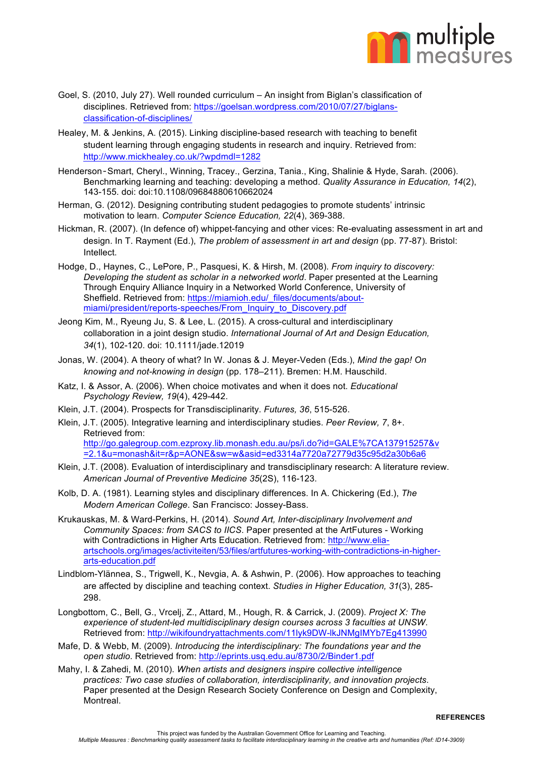Goel, S. (2010, July 27). Well rounded curriculum – An insight from Biglan's classification of disciplines. Retrieved from: https://goelsan.wordpress.com/2010/07/27/biglans-classification-of-disciplines/

Healey, M. & Jenkins, A. (2015). Linking discipline-based research with teaching to benefit student learning through engaging students in research and inquiry. Retrieved from: http://www.mickhealey.co.uk/?wpdmdl=1282

Henderson‐Smart, Cheryl., Winning, Tracey., Gerzina, Tania., King, Shalinie & Hyde, Sarah. (2006). Benchmarking learning and teaching: developing a method. *Quality Assurance in Education, 14*(2), 143-155. doi: doi:10.1108/09684880610662024

Herman, G. (2012). Designing contributing student pedagogies to promote students' intrinsic motivation to learn. *Computer Science Education, 22*(4), 369-388.

Hickman, R. (2007). (In defence of) whippet-fancying and other vices: Re-evaluating assessment in art and design. In T. Rayment (Ed.), *The problem of assessment in art and design* (pp. 77-87). Bristol: Intellect.

Hodge, D., Haynes, C., LePore, P., Pasquesi, K. & Hirsh, M. (2008). *From inquiry to discovery: Developing the student as scholar in a networked world*. Paper presented at the Learning Through Enquiry Alliance Inquiry in a Networked World Conference, University of Sheffield. Retrieved from: https://miamioh.edu/_files/documents/about-miami/president/reports-speeches/From_Inquiry_to_Discovery.pdf

Jeong Kim, M., Ryeung Ju, S. & Lee, L. (2015). A cross-cultural and interdisciplinary collaboration in a joint design studio. *International Journal of Art and Design Education, 34*(1), 102-120. doi: 10.1111/jade.12019

Jonas, W. (2004). A theory of what? In W. Jonas & J. Meyer-Veden (Eds.), *Mind the gap! On knowing and not-knowing in design* (pp. 178–211). Bremen: H.M. Hauschild.

Katz, I. & Assor, A. (2006). When choice motivates and when it does not. *Educational Psychology Review, 19*(4), 429-442.

Klein, J.T. (2004). Prospects for Transdisciplinarity. *Futures, 36*, 515-526.

Klein, J.T. (2005). Integrative learning and interdisciplinary studies. *Peer Review, 7*, 8+. Retrieved from: http://go.galegroup.com.ezproxy.lib.monash.edu.au/ps/i.do?id=GALE%7CA137915257&v=2.1&u=monash&it=r&p=AONE&sw=w&asid=ed3314a7720a72779d35c95d2a30b6a6

Klein, J.T. (2008). Evaluation of interdisciplinary and transdisciplinary research: A literature review. *American Journal of Preventive Medicine 35*(2S), 116-123.

Kolb, D. A. (1981). Learning styles and disciplinary differences. In A. Chickering (Ed.), *The Modern American College*. San Francisco: Jossey-Bass.

Krukauskas, M. & Ward-Perkins, H. (2014). *Sound Art, Inter-disciplinary Involvement and Community Spaces: from SACS to IICS*. Paper presented at the ArtFutures - Working with Contradictions in Higher Arts Education. Retrieved from: http://www.elia-artschools.org/images/activiteiten/53/files/artfutures-working-with-contradictions-in-higher-arts-education.pdf

Lindblom-Ylännea, S., Trigwell, K., Nevgia, A. & Ashwin, P. (2006). How approaches to teaching are affected by discipline and teaching context. *Studies in Higher Education, 31*(3), 285-298.

Longbottom, C., Bell, G., Vrcelj, Z., Attard, M., Hough, R. & Carrick, J. (2009). *Project X: The experience of student-led multidisciplinary design courses across 3 faculties at UNSW*. Retrieved from: http://wikifoundryattachments.com/11lyk9DW-lkJNMgIMYb7Eg413990

Mafe, D. & Webb, M. (2009). *Introducing the interdisciplinary: The foundations year and the open studio*. Retrieved from: http://eprints.usq.edu.au/8730/2/Binder1.pdf

Mahy, I. & Zahedi, M. (2010). *When artists and designers inspire collective intelligence practices: Two case studies of collaboration, interdisciplinarity, and innovation projects*. Paper presented at the Design Research Society Conference on Design and Complexity, Montreal.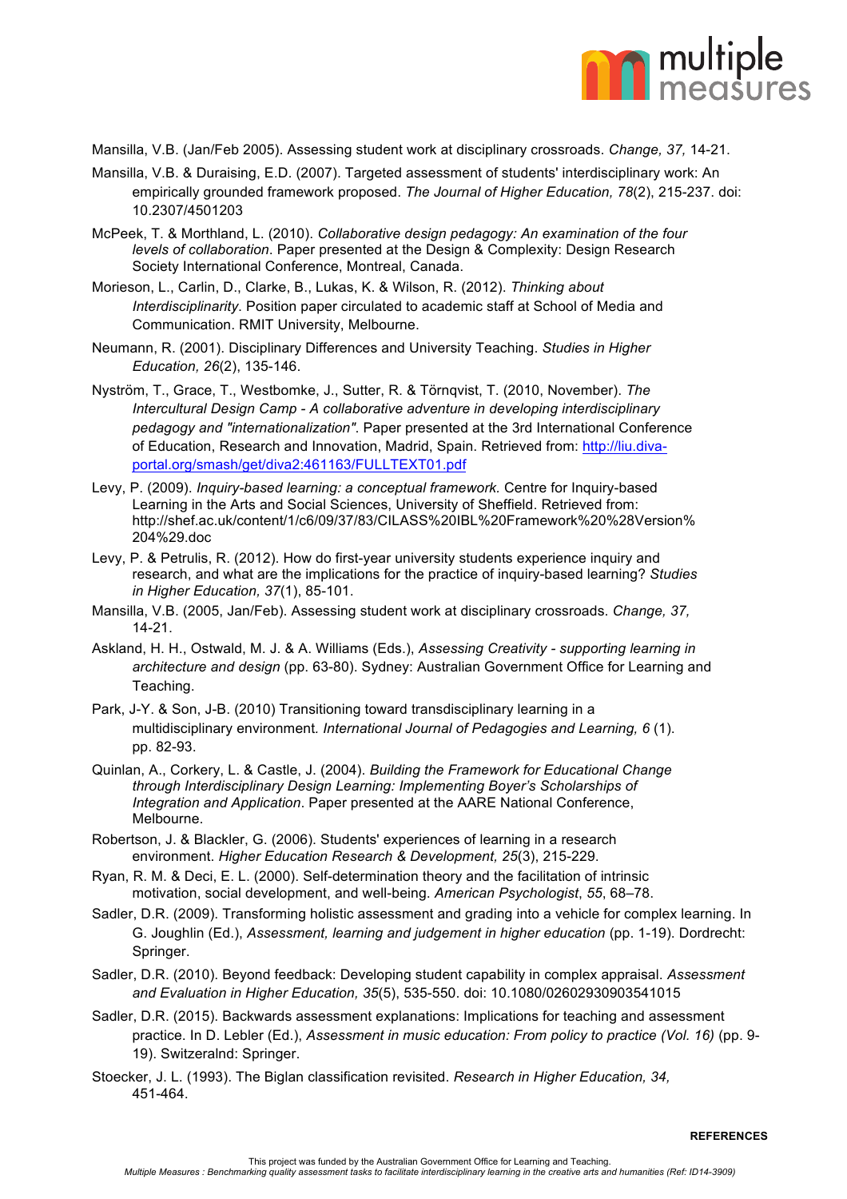Mansilla, V.B. (Jan/Feb 2005). Assessing student work at disciplinary crossroads. *Change, 37,* 14-21.

Mansilla, V.B. & Duraising, E.D. (2007). Targeted assessment of students' interdisciplinary work: An empirically grounded framework proposed. *The Journal of Higher Education, 78*(2), 215-237. doi: 10.2307/4501203

McPeek, T. & Morthland, L. (2010). *Collaborative design pedagogy: An examination of the four levels of collaboration*. Paper presented at the Design & Complexity: Design Research Society International Conference, Montreal, Canada.

Morieson, L., Carlin, D., Clarke, B., Lukas, K. & Wilson, R. (2012). *Thinking about Interdisciplinarity*. Position paper circulated to academic staff at School of Media and Communication. RMIT University, Melbourne.

Neumann, R. (2001). Disciplinary Differences and University Teaching. *Studies in Higher Education, 26*(2), 135-146.

Nyström, T., Grace, T., Westbomke, J., Sutter, R. & Törnqvist, T. (2010, November). *The Intercultural Design Camp - A collaborative adventure in developing interdisciplinary pedagogy and "internationalization"*. Paper presented at the 3rd International Conference of Education, Research and Innovation, Madrid, Spain. Retrieved from: http://liu.diva-portal.org/smash/get/diva2:461163/FULLTEXT01.pdf

Levy, P. (2009). *Inquiry-based learning: a conceptual framework.* Centre for Inquiry-based Learning in the Arts and Social Sciences, University of Sheffield. Retrieved from: http://shef.ac.uk/content/1/c6/09/37/83/CILASS%20IBL%20Framework%20%28Version%204%29.doc

Levy, P. & Petrulis, R. (2012). How do first-year university students experience inquiry and research, and what are the implications for the practice of inquiry-based learning? *Studies in Higher Education, 37*(1), 85-101.

Mansilla, V.B. (2005, Jan/Feb). Assessing student work at disciplinary crossroads. *Change, 37,* 14-21.

Askland, H. H., Ostwald, M. J. & A. Williams (Eds.), *Assessing Creativity - supporting learning in architecture and design* (pp. 63-80). Sydney: Australian Government Office for Learning and Teaching.

Park, J-Y. & Son, J-B. (2010) Transitioning toward transdisciplinary learning in a multidisciplinary environment. *International Journal of Pedagogies and Learning, 6* (1). pp. 82-93.

Quinlan, A., Corkery, L. & Castle, J. (2004). *Building the Framework for Educational Change through Interdisciplinary Design Learning: Implementing Boyer's Scholarships of Integration and Application*. Paper presented at the AARE National Conference, Melbourne.

Robertson, J. & Blackler, G. (2006). Students' experiences of learning in a research environment. *Higher Education Research & Development, 25*(3), 215-229.

Ryan, R. M. & Deci, E. L. (2000). Self-determination theory and the facilitation of intrinsic motivation, social development, and well-being. *American Psychologist*, *55*, 68–78.

Sadler, D.R. (2009). Transforming holistic assessment and grading into a vehicle for complex learning. In G. Joughlin (Ed.), *Assessment, learning and judgement in higher education* (pp. 1-19). Dordrecht: Springer.

Sadler, D.R. (2010). Beyond feedback: Developing student capability in complex appraisal. *Assessment and Evaluation in Higher Education, 35*(5), 535-550. doi: 10.1080/02602930903541015

Sadler, D.R. (2015). Backwards assessment explanations: Implications for teaching and assessment practice. In D. Lebler (Ed.), *Assessment in music education: From policy to practice (Vol. 16)* (pp. 9-19). Switzeralnd: Springer.

Stoecker, J. L. (1993). The Biglan classification revisited. *Research in Higher Education, 34,* 451-464.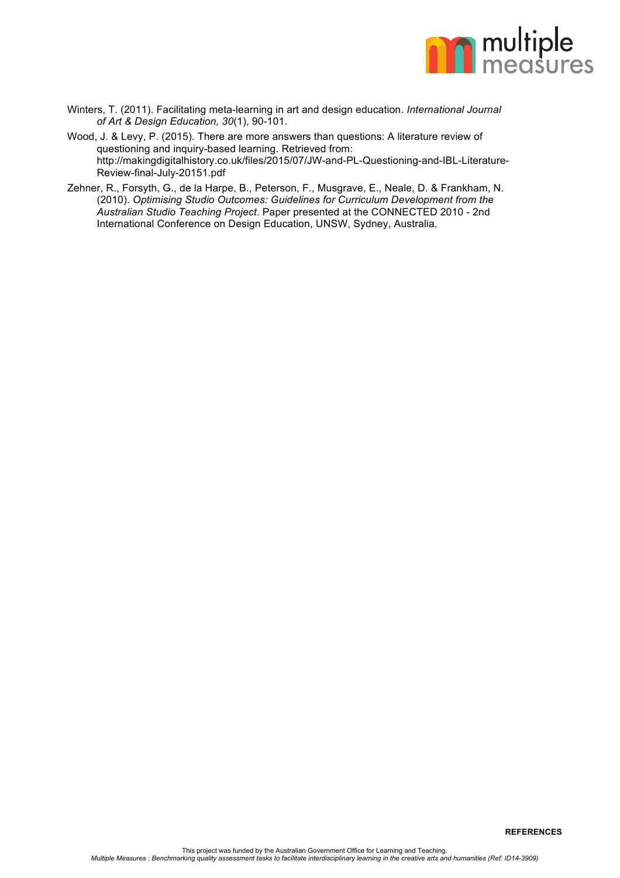Winters, T. (2011). Facilitating meta-learning in art and design education. *International Journal of Art & Design Education, 30*(1), 90-101.

Wood, J. & Levy, P. (2015). There are more answers than questions: A literature review of questioning and inquiry-based learning. Retrieved from: http://makingdigitalhistory.co.uk/files/2015/07/JW-and-PL-Questioning-and-IBL-Literature-Review-final-July-20151.pdf

Zehner, R., Forsyth, G., de la Harpe, B., Peterson, F., Musgrave, E., Neale, D. & Frankham, N. (2010). *Optimising Studio Outcomes: Guidelines for Curriculum Development from the Australian Studio Teaching Project*. Paper presented at the CONNECTED 2010 - 2nd International Conference on Design Education, UNSW, Sydney, Australia.